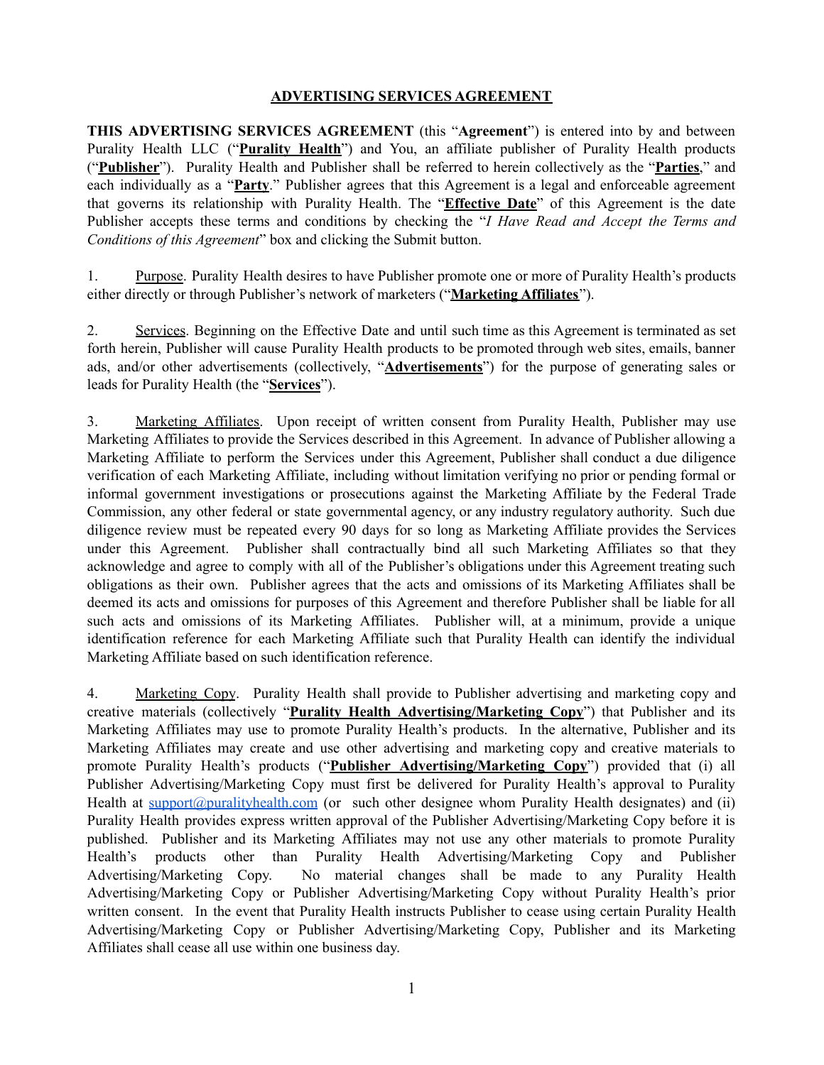# ADVERTISING SERVICES AGREEMENT

**THIS ADVERTISING SERVICES AGREEMENT** (this "**Agreement**") is entered into by and between Purality Health LLC ("**Purality Health**") and You, an affiliate publisher of Purality Health products ("**Publisher**"). Purality Health and Publisher shall be referred to herein collectively as the "**Parties**," and each individually as a "**Party**." Publisher agrees that this Agreement is a legal and enforceable agreement that governs its relationship with Purality Health. The "**Effective Date**" of this Agreement is the date Publisher accepts these terms and conditions by checking the "*I Have Read and Accept the Terms and Conditions of this Agreement*" box and clicking the Submit button.

1. Purpose. Purality Health desires to have Publisher promote one or more of Purality Health's products either directly or through Publisher's network of marketers ("**Marketing Affiliates**").

2. Services. Beginning on the Effective Date and until such time as this Agreement is terminated as set forth herein, Publisher will cause Purality Health products to be promoted through web sites, emails, banner ads, and/or other advertisements (collectively, "**Advertisements**") for the purpose of generating sales or leads for Purality Health (the "**Services**").

3. Marketing Affiliates. Upon receipt of written consent from Purality Health, Publisher may use Marketing Affiliates to provide the Services described in this Agreement. In advance of Publisher allowing a Marketing Affiliate to perform the Services under this Agreement, Publisher shall conduct a due diligence verification of each Marketing Affiliate, including without limitation verifying no prior or pending formal or informal government investigations or prosecutions against the Marketing Affiliate by the Federal Trade Commission, any other federal or state governmental agency, or any industry regulatory authority. Such due diligence review must be repeated every 90 days for so long as Marketing Affiliate provides the Services under this Agreement. Publisher shall contractually bind all such Marketing Affiliates so that they acknowledge and agree to comply with all of the Publisher's obligations under this Agreement treating such obligations as their own. Publisher agrees that the acts and omissions of its Marketing Affiliates shall be deemed its acts and omissions for purposes of this Agreement and therefore Publisher shall be liable for all such acts and omissions of its Marketing Affiliates. Publisher will, at a minimum, provide a unique identification reference for each Marketing Affiliate such that Purality Health can identify the individual Marketing Affiliate based on such identification reference.

4. Marketing Copy. Purality Health shall provide to Publisher advertising and marketing copy and creative materials (collectively "**Purality Health Advertising/Marketing Copy**") that Publisher and its Marketing Affiliates may use to promote Purality Health's products. In the alternative, Publisher and its Marketing Affiliates may create and use other advertising and marketing copy and creative materials to promote Purality Health's products ("**Publisher Advertising/Marketing Copy**") provided that (i) all Publisher Advertising/Marketing Copy must first be delivered for Purality Health's approval to Purality Health at support@puralityhealth.com (or such other designee whom Purality Health designates) and (ii) Purality Health provides express written approval of the Publisher Advertising/Marketing Copy before it is published. Publisher and its Marketing Affiliates may not use any other materials to promote Purality Health's products other than Purality Health Advertising/Marketing Copy and Publisher Advertising/Marketing Copy. No material changes shall be made to any Purality Health Advertising/Marketing Copy or Publisher Advertising/Marketing Copy without Purality Health's prior written consent. In the event that Purality Health instructs Publisher to cease using certain Purality Health Advertising/Marketing Copy or Publisher Advertising/Marketing Copy, Publisher and its Marketing Affiliates shall cease all use within one business day.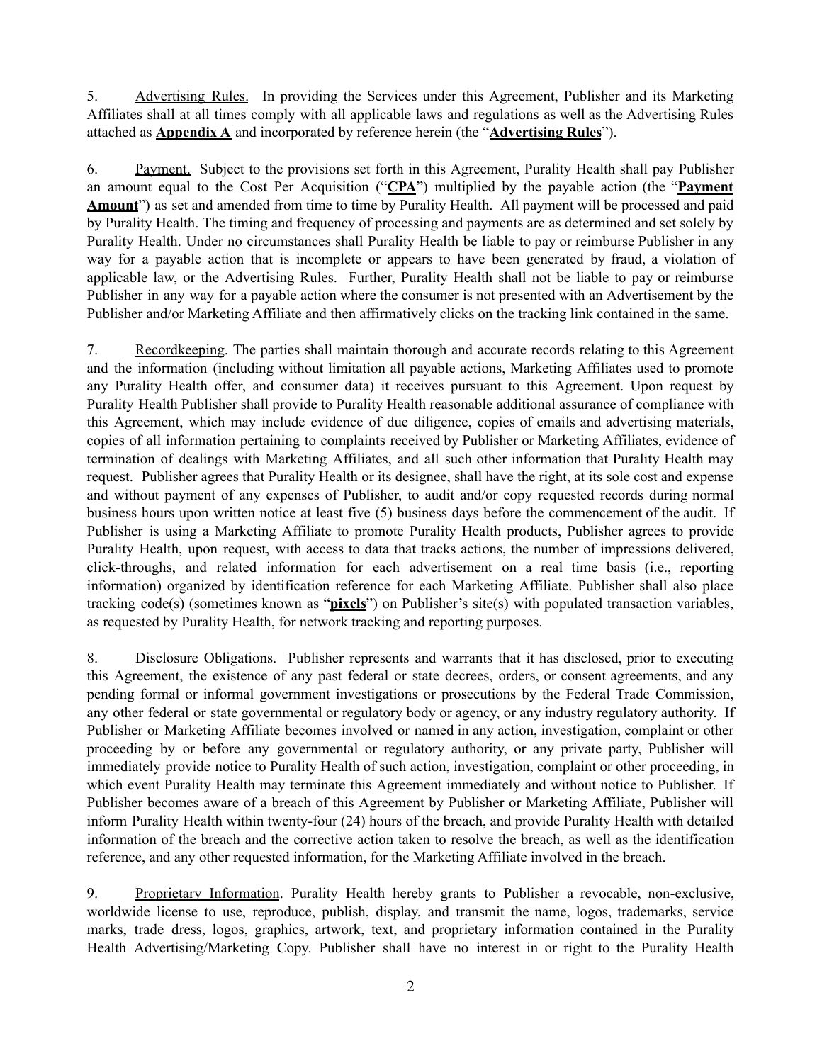5. Advertising Rules. In providing the Services under this Agreement, Publisher and its Marketing Affiliates shall at all times comply with all applicable laws and regulations as well as the Advertising Rules attached as **Appendix A** and incorporated by reference herein (the "**Advertising Rules**").

6. Payment. Subject to the provisions set forth in this Agreement, Purality Health shall pay Publisher an amount equal to the Cost Per Acquisition ("**CPA**") multiplied by the payable action (the "**Payment Amount**") as set and amended from time to time by Purality Health. All payment will be processed and paid by Purality Health. The timing and frequency of processing and payments are as determined and set solely by Purality Health. Under no circumstances shall Purality Health be liable to pay or reimburse Publisher in any way for a payable action that is incomplete or appears to have been generated by fraud, a violation of applicable law, or the Advertising Rules. Further, Purality Health shall not be liable to pay or reimburse Publisher in any way for a payable action where the consumer is not presented with an Advertisement by the Publisher and/or Marketing Affiliate and then affirmatively clicks on the tracking link contained in the same.

7. Recordkeeping. The parties shall maintain thorough and accurate records relating to this Agreement and the information (including without limitation all payable actions, Marketing Affiliates used to promote any Purality Health offer, and consumer data) it receives pursuant to this Agreement. Upon request by Purality Health Publisher shall provide to Purality Health reasonable additional assurance of compliance with this Agreement, which may include evidence of due diligence, copies of emails and advertising materials, copies of all information pertaining to complaints received by Publisher or Marketing Affiliates, evidence of termination of dealings with Marketing Affiliates, and all such other information that Purality Health may request. Publisher agrees that Purality Health or its designee, shall have the right, at its sole cost and expense and without payment of any expenses of Publisher, to audit and/or copy requested records during normal business hours upon written notice at least five (5) business days before the commencement of the audit. If Publisher is using a Marketing Affiliate to promote Purality Health products, Publisher agrees to provide Purality Health, upon request, with access to data that tracks actions, the number of impressions delivered, click-throughs, and related information for each advertisement on a real time basis (i.e., reporting information) organized by identification reference for each Marketing Affiliate. Publisher shall also place tracking code(s) (sometimes known as "**pixels**") on Publisher's site(s) with populated transaction variables, as requested by Purality Health, for network tracking and reporting purposes.

8. Disclosure Obligations. Publisher represents and warrants that it has disclosed, prior to executing this Agreement, the existence of any past federal or state decrees, orders, or consent agreements, and any pending formal or informal government investigations or prosecutions by the Federal Trade Commission, any other federal or state governmental or regulatory body or agency, or any industry regulatory authority. If Publisher or Marketing Affiliate becomes involved or named in any action, investigation, complaint or other proceeding by or before any governmental or regulatory authority, or any private party, Publisher will immediately provide notice to Purality Health of such action, investigation, complaint or other proceeding, in which event Purality Health may terminate this Agreement immediately and without notice to Publisher. If Publisher becomes aware of a breach of this Agreement by Publisher or Marketing Affiliate, Publisher will inform Purality Health within twenty-four (24) hours of the breach, and provide Purality Health with detailed information of the breach and the corrective action taken to resolve the breach, as well as the identification reference, and any other requested information, for the Marketing Affiliate involved in the breach.

9. Proprietary Information. Purality Health hereby grants to Publisher a revocable, non-exclusive, worldwide license to use, reproduce, publish, display, and transmit the name, logos, trademarks, service marks, trade dress, logos, graphics, artwork, text, and proprietary information contained in the Purality Health Advertising/Marketing Copy. Publisher shall have no interest in or right to the Purality Health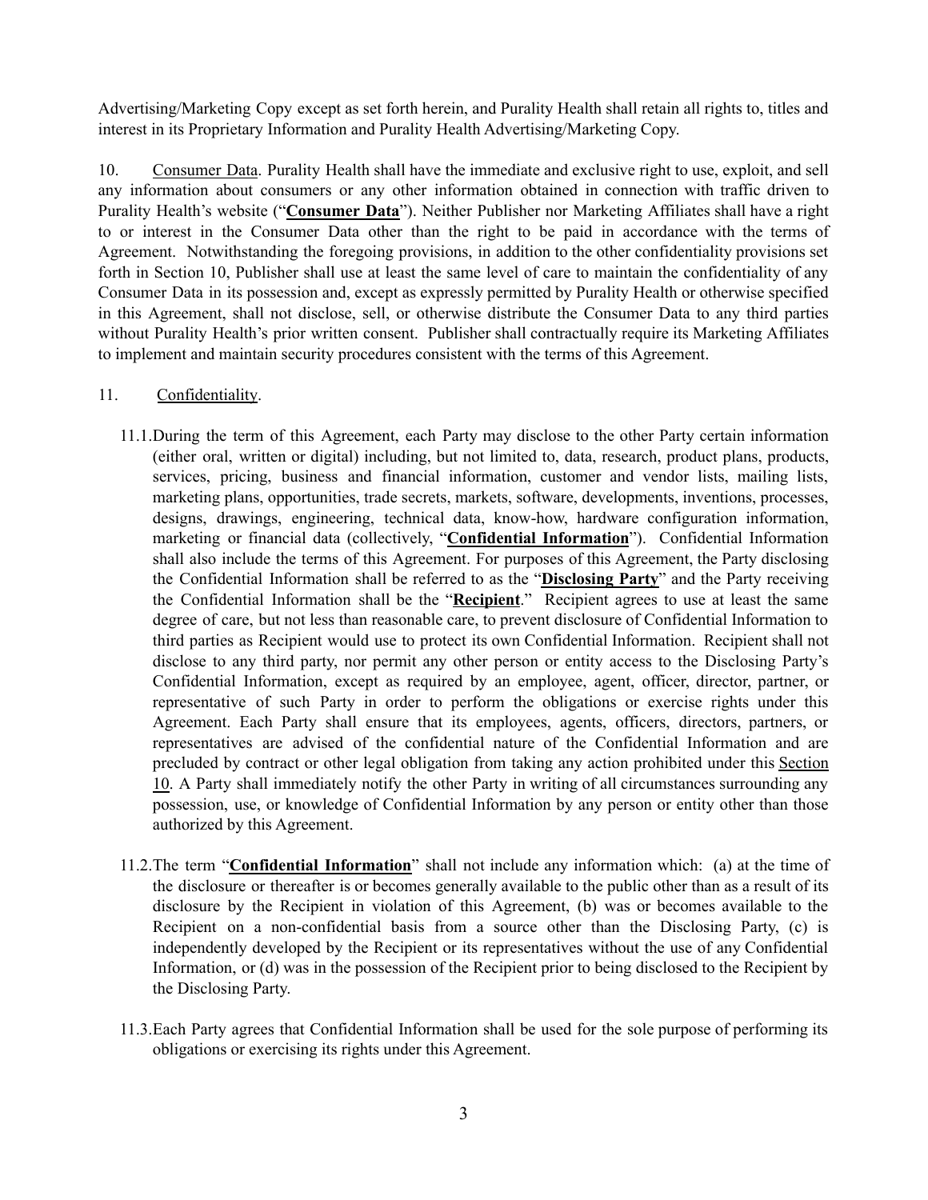Advertising/Marketing Copy except as set forth herein, and Purality Health shall retain all rights to, titles and interest in its Proprietary Information and Purality Health Advertising/Marketing Copy.

10. Consumer Data. Purality Health shall have the immediate and exclusive right to use, exploit, and sell any information about consumers or any other information obtained in connection with traffic driven to Purality Health's website ("**Consumer Data**"). Neither Publisher nor Marketing Affiliates shall have a right to or interest in the Consumer Data other than the right to be paid in accordance with the terms of Agreement. Notwithstanding the foregoing provisions, in addition to the other confidentiality provisions set forth in Section 10, Publisher shall use at least the same level of care to maintain the confidentiality of any Consumer Data in its possession and, except as expressly permitted by Purality Health or otherwise specified in this Agreement, shall not disclose, sell, or otherwise distribute the Consumer Data to any third parties without Purality Health's prior written consent. Publisher shall contractually require its Marketing Affiliates to implement and maintain security procedures consistent with the terms of this Agreement.

11. Confidentiality.

11.1. During the term of this Agreement, each Party may disclose to the other Party certain information (either oral, written or digital) including, but not limited to, data, research, product plans, products, services, pricing, business and financial information, customer and vendor lists, mailing lists, marketing plans, opportunities, trade secrets, markets, software, developments, inventions, processes, designs, drawings, engineering, technical data, know-how, hardware configuration information, marketing or financial data (collectively, "**Confidential Information**"). Confidential Information shall also include the terms of this Agreement. For purposes of this Agreement, the Party disclosing the Confidential Information shall be referred to as the "**Disclosing Party**" and the Party receiving the Confidential Information shall be the "**Recipient**." Recipient agrees to use at least the same degree of care, but not less than reasonable care, to prevent disclosure of Confidential Information to third parties as Recipient would use to protect its own Confidential Information. Recipient shall not disclose to any third party, nor permit any other person or entity access to the Disclosing Party's Confidential Information, except as required by an employee, agent, officer, director, partner, or representative of such Party in order to perform the obligations or exercise rights under this Agreement. Each Party shall ensure that its employees, agents, officers, directors, partners, or representatives are advised of the confidential nature of the Confidential Information and are precluded by contract or other legal obligation from taking any action prohibited under this Section 10. A Party shall immediately notify the other Party in writing of all circumstances surrounding any possession, use, or knowledge of Confidential Information by any person or entity other than those authorized by this Agreement.

11.2. The term "**Confidential Information**" shall not include any information which: (a) at the time of the disclosure or thereafter is or becomes generally available to the public other than as a result of its disclosure by the Recipient in violation of this Agreement, (b) was or becomes available to the Recipient on a non-confidential basis from a source other than the Disclosing Party, (c) is independently developed by the Recipient or its representatives without the use of any Confidential Information, or (d) was in the possession of the Recipient prior to being disclosed to the Recipient by the Disclosing Party.

11.3. Each Party agrees that Confidential Information shall be used for the sole purpose of performing its obligations or exercising its rights under this Agreement.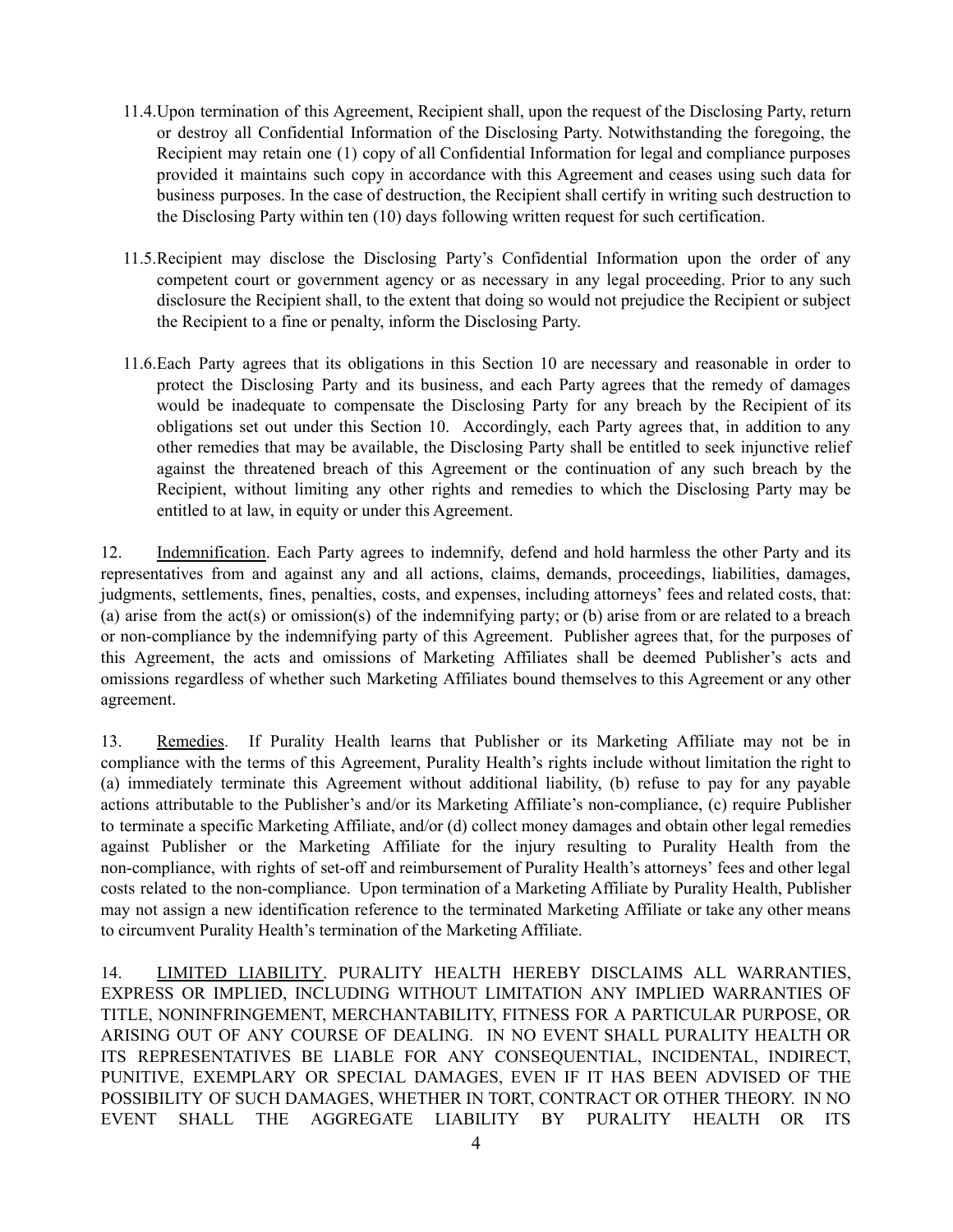11.4. Upon termination of this Agreement, Recipient shall, upon the request of the Disclosing Party, return or destroy all Confidential Information of the Disclosing Party. Notwithstanding the foregoing, the Recipient may retain one (1) copy of all Confidential Information for legal and compliance purposes provided it maintains such copy in accordance with this Agreement and ceases using such data for business purposes. In the case of destruction, the Recipient shall certify in writing such destruction to the Disclosing Party within ten (10) days following written request for such certification.

11.5. Recipient may disclose the Disclosing Party's Confidential Information upon the order of any competent court or government agency or as necessary in any legal proceeding. Prior to any such disclosure the Recipient shall, to the extent that doing so would not prejudice the Recipient or subject the Recipient to a fine or penalty, inform the Disclosing Party.

11.6. Each Party agrees that its obligations in this Section 10 are necessary and reasonable in order to protect the Disclosing Party and its business, and each Party agrees that the remedy of damages would be inadequate to compensate the Disclosing Party for any breach by the Recipient of its obligations set out under this Section 10. Accordingly, each Party agrees that, in addition to any other remedies that may be available, the Disclosing Party shall be entitled to seek injunctive relief against the threatened breach of this Agreement or the continuation of any such breach by the Recipient, without limiting any other rights and remedies to which the Disclosing Party may be entitled to at law, in equity or under this Agreement.

12. Indemnification. Each Party agrees to indemnify, defend and hold harmless the other Party and its representatives from and against any and all actions, claims, demands, proceedings, liabilities, damages, judgments, settlements, fines, penalties, costs, and expenses, including attorneys' fees and related costs, that: (a) arise from the act(s) or omission(s) of the indemnifying party; or (b) arise from or are related to a breach or non-compliance by the indemnifying party of this Agreement. Publisher agrees that, for the purposes of this Agreement, the acts and omissions of Marketing Affiliates shall be deemed Publisher's acts and omissions regardless of whether such Marketing Affiliates bound themselves to this Agreement or any other agreement.

13. Remedies. If Purality Health learns that Publisher or its Marketing Affiliate may not be in compliance with the terms of this Agreement, Purality Health's rights include without limitation the right to (a) immediately terminate this Agreement without additional liability, (b) refuse to pay for any payable actions attributable to the Publisher's and/or its Marketing Affiliate's non-compliance, (c) require Publisher to terminate a specific Marketing Affiliate, and/or (d) collect money damages and obtain other legal remedies against Publisher or the Marketing Affiliate for the injury resulting to Purality Health from the non-compliance, with rights of set-off and reimbursement of Purality Health's attorneys' fees and other legal costs related to the non-compliance. Upon termination of a Marketing Affiliate by Purality Health, Publisher may not assign a new identification reference to the terminated Marketing Affiliate or take any other means to circumvent Purality Health's termination of the Marketing Affiliate.

14. LIMITED LIABILITY. PURALITY HEALTH HEREBY DISCLAIMS ALL WARRANTIES, EXPRESS OR IMPLIED, INCLUDING WITHOUT LIMITATION ANY IMPLIED WARRANTIES OF TITLE, NONINFRINGEMENT, MERCHANTABILITY, FITNESS FOR A PARTICULAR PURPOSE, OR ARISING OUT OF ANY COURSE OF DEALING. IN NO EVENT SHALL PURALITY HEALTH OR ITS REPRESENTATIVES BE LIABLE FOR ANY CONSEQUENTIAL, INCIDENTAL, INDIRECT, PUNITIVE, EXEMPLARY OR SPECIAL DAMAGES, EVEN IF IT HAS BEEN ADVISED OF THE POSSIBILITY OF SUCH DAMAGES, WHETHER IN TORT, CONTRACT OR OTHER THEORY. IN NO EVENT SHALL THE AGGREGATE LIABILITY BY PURALITY HEALTH OR ITS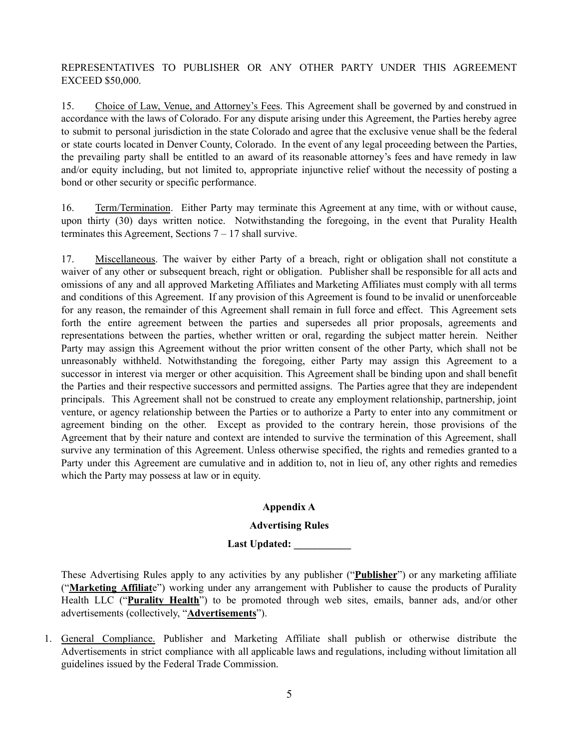REPRESENTATIVES TO PUBLISHER OR ANY OTHER PARTY UNDER THIS AGREEMENT EXCEED $50,000.

15. Choice of Law, Venue, and Attorney's Fees. This Agreement shall be governed by and construed in accordance with the laws of Colorado. For any dispute arising under this Agreement, the Parties hereby agree to submit to personal jurisdiction in the state Colorado and agree that the exclusive venue shall be the federal or state courts located in Denver County, Colorado. In the event of any legal proceeding between the Parties, the prevailing party shall be entitled to an award of its reasonable attorney's fees and have remedy in law and/or equity including, but not limited to, appropriate injunctive relief without the necessity of posting a bond or other security or specific performance.

16. Term/Termination. Either Party may terminate this Agreement at any time, with or without cause, upon thirty (30) days written notice. Notwithstanding the foregoing, in the event that Purality Health terminates this Agreement, Sections 7 – 17 shall survive.

17. Miscellaneous. The waiver by either Party of a breach, right or obligation shall not constitute a waiver of any other or subsequent breach, right or obligation. Publisher shall be responsible for all acts and omissions of any and all approved Marketing Affiliates and Marketing Affiliates must comply with all terms and conditions of this Agreement. If any provision of this Agreement is found to be invalid or unenforceable for any reason, the remainder of this Agreement shall remain in full force and effect. This Agreement sets forth the entire agreement between the parties and supersedes all prior proposals, agreements and representations between the parties, whether written or oral, regarding the subject matter herein. Neither Party may assign this Agreement without the prior written consent of the other Party, which shall not be unreasonably withheld. Notwithstanding the foregoing, either Party may assign this Agreement to a successor in interest via merger or other acquisition. This Agreement shall be binding upon and shall benefit the Parties and their respective successors and permitted assigns. The Parties agree that they are independent principals. This Agreement shall not be construed to create any employment relationship, partnership, joint venture, or agency relationship between the Parties or to authorize a Party to enter into any commitment or agreement binding on the other. Except as provided to the contrary herein, those provisions of the Agreement that by their nature and context are intended to survive the termination of this Agreement, shall survive any termination of this Agreement. Unless otherwise specified, the rights and remedies granted to a Party under this Agreement are cumulative and in addition to, not in lieu of, any other rights and remedies which the Party may possess at law or in equity.

**Appendix A**

**Advertising Rules**

**Last Updated: ___________**

These Advertising Rules apply to any activities by any publisher ("**Publisher**") or any marketing affiliate ("**Marketing Affiliate**") working under any arrangement with Publisher to cause the products of Purality Health LLC ("**Purality Health**") to be promoted through web sites, emails, banner ads, and/or other advertisements (collectively, "**Advertisements**").

1. General Compliance. Publisher and Marketing Affiliate shall publish or otherwise distribute the Advertisements in strict compliance with all applicable laws and regulations, including without limitation all guidelines issued by the Federal Trade Commission.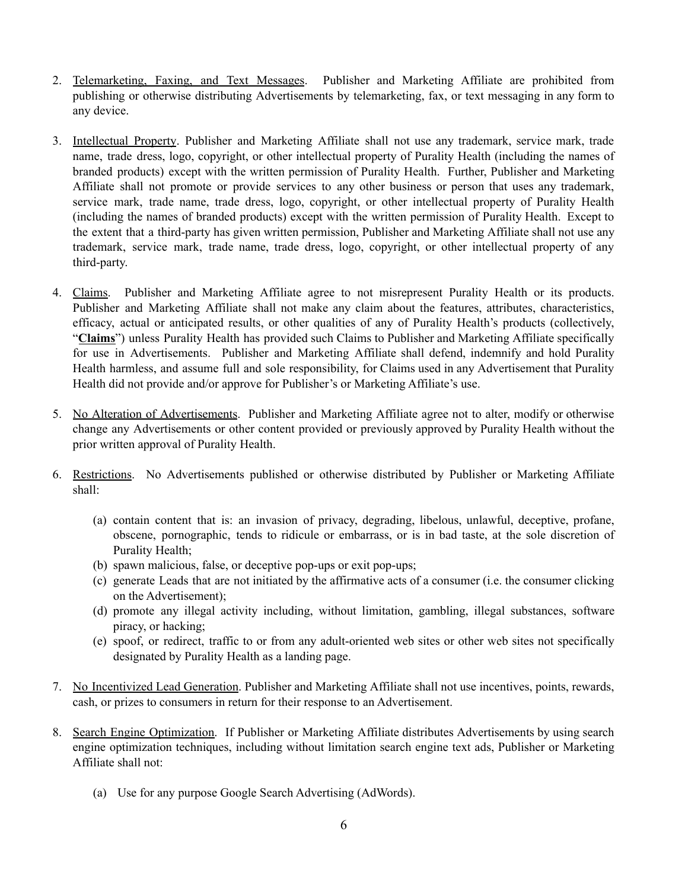2. Telemarketing, Faxing, and Text Messages. Publisher and Marketing Affiliate are prohibited from publishing or otherwise distributing Advertisements by telemarketing, fax, or text messaging in any form to any device.

3. Intellectual Property. Publisher and Marketing Affiliate shall not use any trademark, service mark, trade name, trade dress, logo, copyright, or other intellectual property of Purality Health (including the names of branded products) except with the written permission of Purality Health. Further, Publisher and Marketing Affiliate shall not promote or provide services to any other business or person that uses any trademark, service mark, trade name, trade dress, logo, copyright, or other intellectual property of Purality Health (including the names of branded products) except with the written permission of Purality Health. Except to the extent that a third-party has given written permission, Publisher and Marketing Affiliate shall not use any trademark, service mark, trade name, trade dress, logo, copyright, or other intellectual property of any third-party.

4. Claims. Publisher and Marketing Affiliate agree to not misrepresent Purality Health or its products. Publisher and Marketing Affiliate shall not make any claim about the features, attributes, characteristics, efficacy, actual or anticipated results, or other qualities of any of Purality Health's products (collectively, "**Claims**") unless Purality Health has provided such Claims to Publisher and Marketing Affiliate specifically for use in Advertisements. Publisher and Marketing Affiliate shall defend, indemnify and hold Purality Health harmless, and assume full and sole responsibility, for Claims used in any Advertisement that Purality Health did not provide and/or approve for Publisher's or Marketing Affiliate's use.

5. No Alteration of Advertisements. Publisher and Marketing Affiliate agree not to alter, modify or otherwise change any Advertisements or other content provided or previously approved by Purality Health without the prior written approval of Purality Health.

6. Restrictions. No Advertisements published or otherwise distributed by Publisher or Marketing Affiliate shall:

   (a) contain content that is: an invasion of privacy, degrading, libelous, unlawful, deceptive, profane, obscene, pornographic, tends to ridicule or embarrass, or is in bad taste, at the sole discretion of Purality Health;
   (b) spawn malicious, false, or deceptive pop-ups or exit pop-ups;
   (c) generate Leads that are not initiated by the affirmative acts of a consumer (i.e. the consumer clicking on the Advertisement);
   (d) promote any illegal activity including, without limitation, gambling, illegal substances, software piracy, or hacking;
   (e) spoof, or redirect, traffic to or from any adult-oriented web sites or other web sites not specifically designated by Purality Health as a landing page.

7. No Incentivized Lead Generation. Publisher and Marketing Affiliate shall not use incentives, points, rewards, cash, or prizes to consumers in return for their response to an Advertisement.

8. Search Engine Optimization. If Publisher or Marketing Affiliate distributes Advertisements by using search engine optimization techniques, including without limitation search engine text ads, Publisher or Marketing Affiliate shall not:

   (a) Use for any purpose Google Search Advertising (AdWords).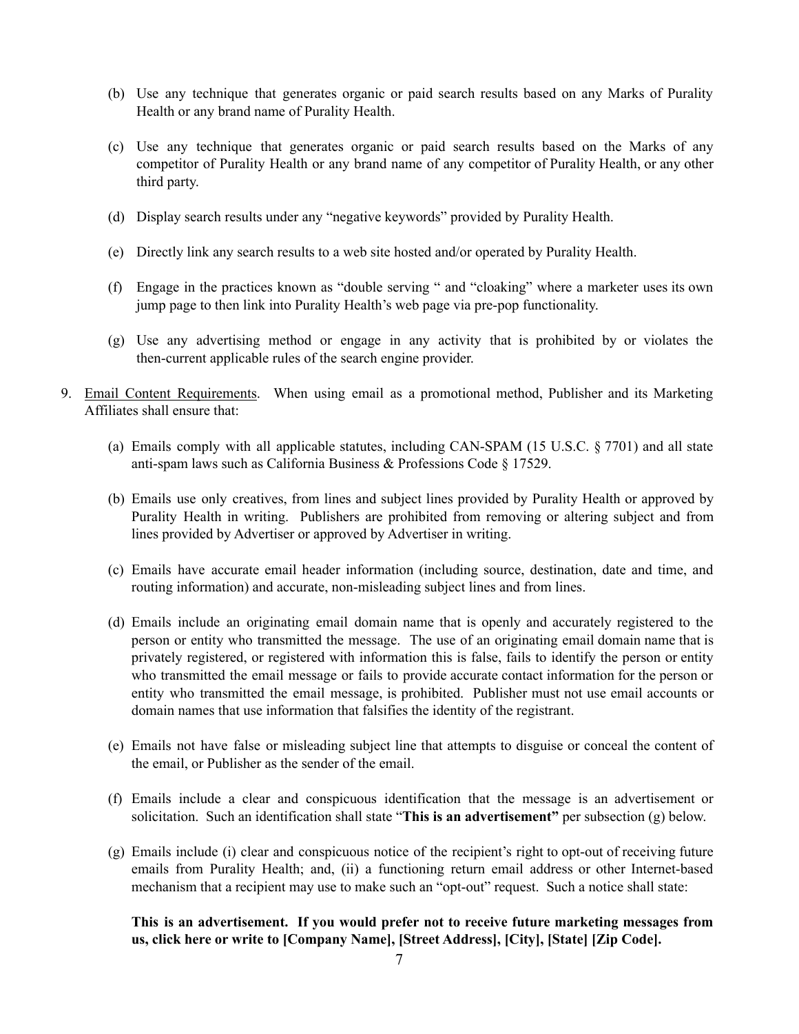(b) Use any technique that generates organic or paid search results based on any Marks of Purality Health or any brand name of Purality Health.

(c) Use any technique that generates organic or paid search results based on the Marks of any competitor of Purality Health or any brand name of any competitor of Purality Health, or any other third party.

(d) Display search results under any "negative keywords" provided by Purality Health.

(e) Directly link any search results to a web site hosted and/or operated by Purality Health.

(f) Engage in the practices known as "double serving " and "cloaking" where a marketer uses its own jump page to then link into Purality Health's web page via pre-pop functionality.

(g) Use any advertising method or engage in any activity that is prohibited by or violates the then-current applicable rules of the search engine provider.

9. Email Content Requirements. When using email as a promotional method, Publisher and its Marketing Affiliates shall ensure that:

(a) Emails comply with all applicable statutes, including CAN-SPAM (15 U.S.C. § 7701) and all state anti-spam laws such as California Business & Professions Code § 17529.

(b) Emails use only creatives, from lines and subject lines provided by Purality Health or approved by Purality Health in writing. Publishers are prohibited from removing or altering subject and from lines provided by Advertiser or approved by Advertiser in writing.

(c) Emails have accurate email header information (including source, destination, date and time, and routing information) and accurate, non-misleading subject lines and from lines.

(d) Emails include an originating email domain name that is openly and accurately registered to the person or entity who transmitted the message. The use of an originating email domain name that is privately registered, or registered with information this is false, fails to identify the person or entity who transmitted the email message or fails to provide accurate contact information for the person or entity who transmitted the email message, is prohibited. Publisher must not use email accounts or domain names that use information that falsifies the identity of the registrant.

(e) Emails not have false or misleading subject line that attempts to disguise or conceal the content of the email, or Publisher as the sender of the email.

(f) Emails include a clear and conspicuous identification that the message is an advertisement or solicitation. Such an identification shall state "**This is an advertisement"** per subsection (g) below.

(g) Emails include (i) clear and conspicuous notice of the recipient's right to opt-out of receiving future emails from Purality Health; and, (ii) a functioning return email address or other Internet-based mechanism that a recipient may use to make such an "opt-out" request. Such a notice shall state:

**This is an advertisement. If you would prefer not to receive future marketing messages from us, click here or write to [Company Name], [Street Address], [City], [State] [Zip Code].**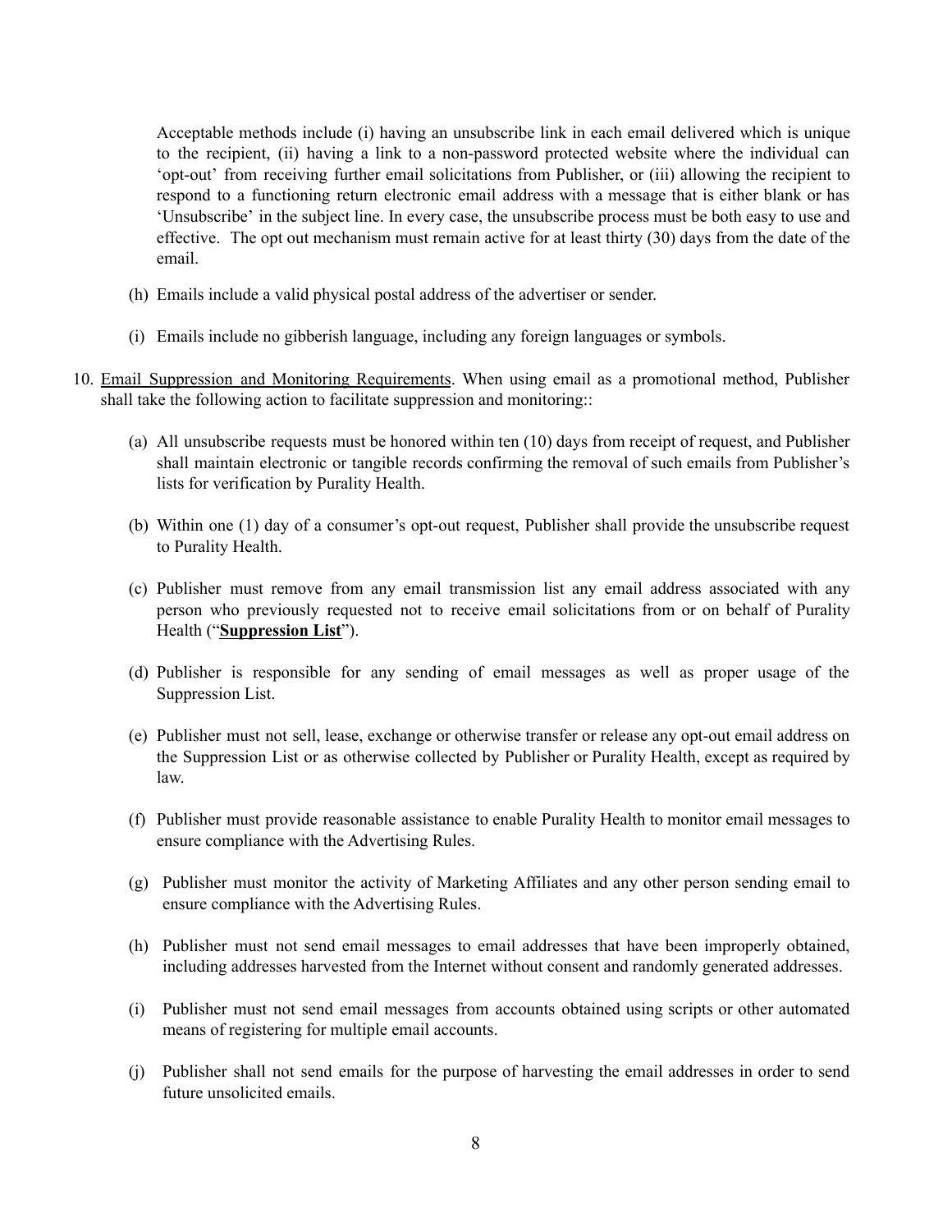Acceptable methods include (i) having an unsubscribe link in each email delivered which is unique to the recipient, (ii) having a link to a non-password protected website where the individual can 'opt-out' from receiving further email solicitations from Publisher, or (iii) allowing the recipient to respond to a functioning return electronic email address with a message that is either blank or has 'Unsubscribe' in the subject line. In every case, the unsubscribe process must be both easy to use and effective. The opt out mechanism must remain active for at least thirty (30) days from the date of the email.

(h) Emails include a valid physical postal address of the advertiser or sender.

(i) Emails include no gibberish language, including any foreign languages or symbols.

10. Email Suppression and Monitoring Requirements. When using email as a promotional method, Publisher shall take the following action to facilitate suppression and monitoring::

(a) All unsubscribe requests must be honored within ten (10) days from receipt of request, and Publisher shall maintain electronic or tangible records confirming the removal of such emails from Publisher's lists for verification by Purality Health.

(b) Within one (1) day of a consumer's opt-out request, Publisher shall provide the unsubscribe request to Purality Health.

(c) Publisher must remove from any email transmission list any email address associated with any person who previously requested not to receive email solicitations from or on behalf of Purality Health ("**Suppression List**").

(d) Publisher is responsible for any sending of email messages as well as proper usage of the Suppression List.

(e) Publisher must not sell, lease, exchange or otherwise transfer or release any opt-out email address on the Suppression List or as otherwise collected by Publisher or Purality Health, except as required by law.

(f) Publisher must provide reasonable assistance to enable Purality Health to monitor email messages to ensure compliance with the Advertising Rules.

(g) Publisher must monitor the activity of Marketing Affiliates and any other person sending email to ensure compliance with the Advertising Rules.

(h) Publisher must not send email messages to email addresses that have been improperly obtained, including addresses harvested from the Internet without consent and randomly generated addresses.

(i) Publisher must not send email messages from accounts obtained using scripts or other automated means of registering for multiple email accounts.

(j) Publisher shall not send emails for the purpose of harvesting the email addresses in order to send future unsolicited emails.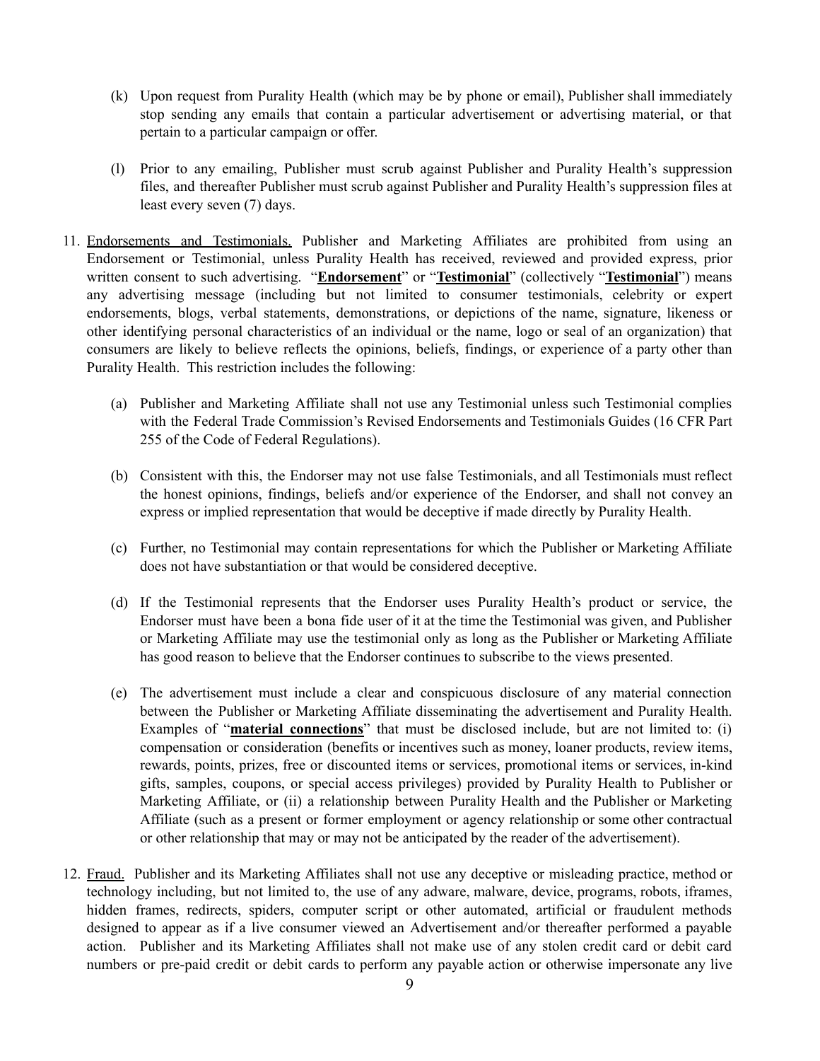(k) Upon request from Purality Health (which may be by phone or email), Publisher shall immediately stop sending any emails that contain a particular advertisement or advertising material, or that pertain to a particular campaign or offer.

(l) Prior to any emailing, Publisher must scrub against Publisher and Purality Health's suppression files, and thereafter Publisher must scrub against Publisher and Purality Health's suppression files at least every seven (7) days.

11. Endorsements and Testimonials. Publisher and Marketing Affiliates are prohibited from using an Endorsement or Testimonial, unless Purality Health has received, reviewed and provided express, prior written consent to such advertising. "**Endorsement**" or "**Testimonial**" (collectively "**Testimonial**") means any advertising message (including but not limited to consumer testimonials, celebrity or expert endorsements, blogs, verbal statements, demonstrations, or depictions of the name, signature, likeness or other identifying personal characteristics of an individual or the name, logo or seal of an organization) that consumers are likely to believe reflects the opinions, beliefs, findings, or experience of a party other than Purality Health. This restriction includes the following:

    (a) Publisher and Marketing Affiliate shall not use any Testimonial unless such Testimonial complies with the Federal Trade Commission's Revised Endorsements and Testimonials Guides (16 CFR Part 255 of the Code of Federal Regulations).

    (b) Consistent with this, the Endorser may not use false Testimonials, and all Testimonials must reflect the honest opinions, findings, beliefs and/or experience of the Endorser, and shall not convey an express or implied representation that would be deceptive if made directly by Purality Health.

    (c) Further, no Testimonial may contain representations for which the Publisher or Marketing Affiliate does not have substantiation or that would be considered deceptive.

    (d) If the Testimonial represents that the Endorser uses Purality Health's product or service, the Endorser must have been a bona fide user of it at the time the Testimonial was given, and Publisher or Marketing Affiliate may use the testimonial only as long as the Publisher or Marketing Affiliate has good reason to believe that the Endorser continues to subscribe to the views presented.

    (e) The advertisement must include a clear and conspicuous disclosure of any material connection between the Publisher or Marketing Affiliate disseminating the advertisement and Purality Health. Examples of "**material connections**" that must be disclosed include, but are not limited to: (i) compensation or consideration (benefits or incentives such as money, loaner products, review items, rewards, points, prizes, free or discounted items or services, promotional items or services, in-kind gifts, samples, coupons, or special access privileges) provided by Purality Health to Publisher or Marketing Affiliate, or (ii) a relationship between Purality Health and the Publisher or Marketing Affiliate (such as a present or former employment or agency relationship or some other contractual or other relationship that may or may not be anticipated by the reader of the advertisement).

12. Fraud. Publisher and its Marketing Affiliates shall not use any deceptive or misleading practice, method or technology including, but not limited to, the use of any adware, malware, device, programs, robots, iframes, hidden frames, redirects, spiders, computer script or other automated, artificial or fraudulent methods designed to appear as if a live consumer viewed an Advertisement and/or thereafter performed a payable action. Publisher and its Marketing Affiliates shall not make use of any stolen credit card or debit card numbers or pre-paid credit or debit cards to perform any payable action or otherwise impersonate any live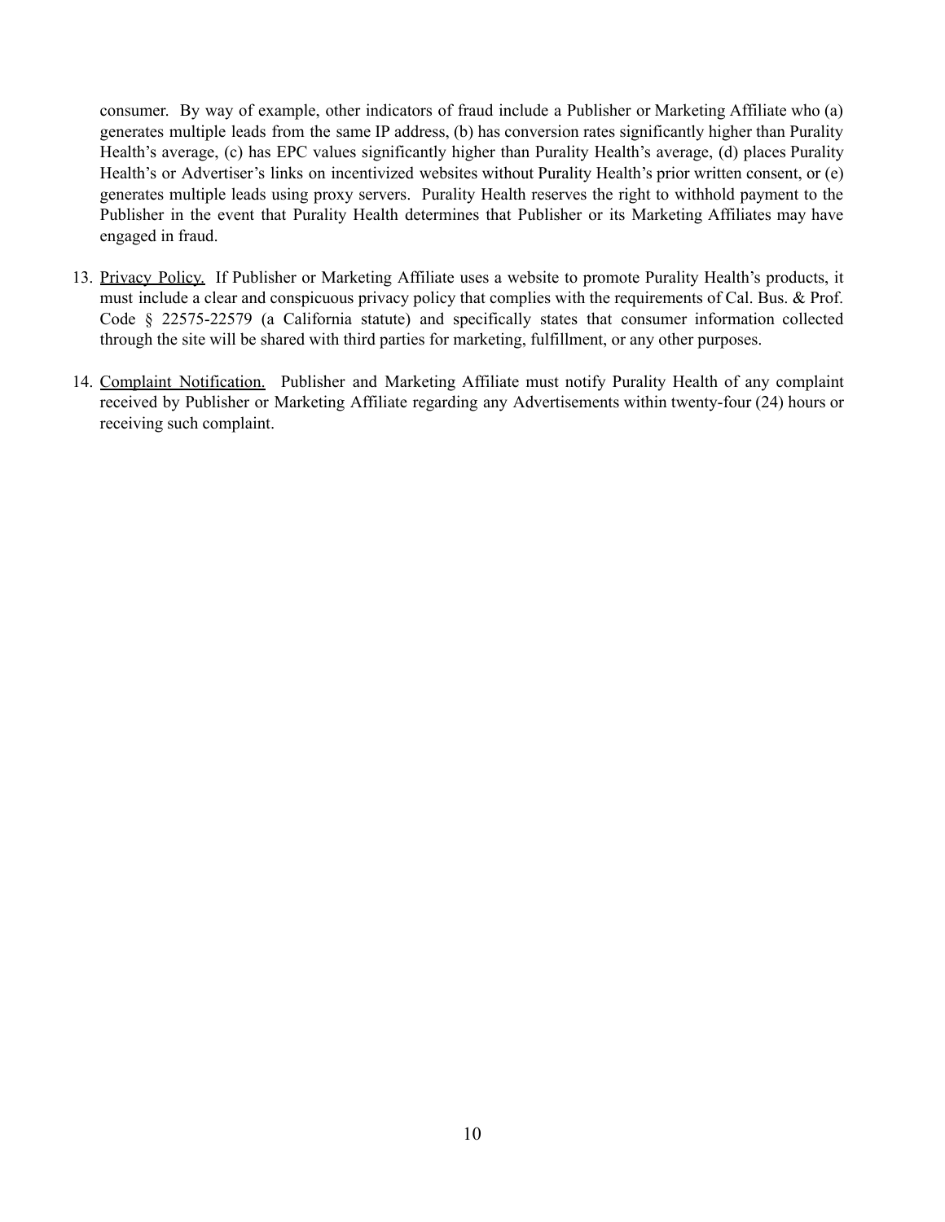consumer. By way of example, other indicators of fraud include a Publisher or Marketing Affiliate who (a) generates multiple leads from the same IP address, (b) has conversion rates significantly higher than Purality Health's average, (c) has EPC values significantly higher than Purality Health's average, (d) places Purality Health's or Advertiser's links on incentivized websites without Purality Health's prior written consent, or (e) generates multiple leads using proxy servers. Purality Health reserves the right to withhold payment to the Publisher in the event that Purality Health determines that Publisher or its Marketing Affiliates may have engaged in fraud.

13. <u>Privacy Policy.</u> If Publisher or Marketing Affiliate uses a website to promote Purality Health's products, it must include a clear and conspicuous privacy policy that complies with the requirements of Cal. Bus. & Prof. Code § 22575-22579 (a California statute) and specifically states that consumer information collected through the site will be shared with third parties for marketing, fulfillment, or any other purposes.

14. <u>Complaint Notification.</u> Publisher and Marketing Affiliate must notify Purality Health of any complaint received by Publisher or Marketing Affiliate regarding any Advertisements within twenty-four (24) hours or receiving such complaint.